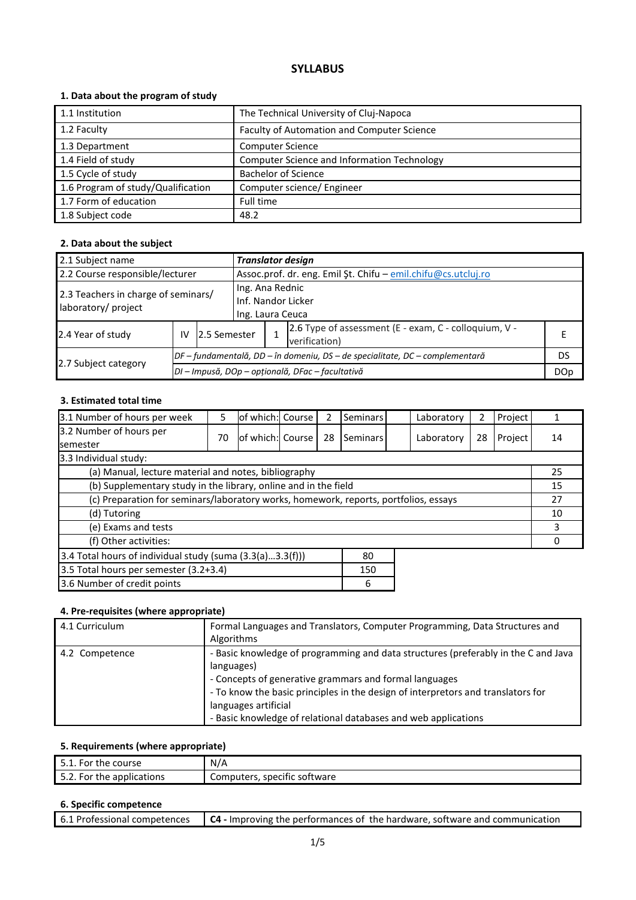# SYLLABUS

## 1. Data about the program of study

| | |
|---|---|
| 1.1 Institution | The Technical University of Cluj-Napoca |
| 1.2 Faculty | Faculty of Automation and Computer Science |
| 1.3 Department | Computer Science |
| 1.4 Field of study | Computer Science and Information Technology |
| 1.5 Cycle of study | Bachelor of Science |
| 1.6 Program of study/Qualification | Computer science/ Engineer |
| 1.7 Form of education | Full time |
| 1.8 Subject code | 48.2 |

## 2. Data about the subject

| | | | | | |
|---|---|---|---|---|---|
| 2.1 Subject name | ***Translator design*** | | | | |
| 2.2 Course responsible/lecturer | Assoc.prof. dr. eng. Emil Şt. Chifu – emil.chifu@cs.utcluj.ro | | | | |
| 2.3 Teachers in charge of seminars/ laboratory/ project | Ing. Ana Rednic<br>Inf. Nandor Licker<br>Ing. Laura Ceuca | | | | |
| 2.4 Year of study | IV | 2.5 Semester | 1 | 2.6 Type of assessment (E - exam, C - colloquium, V - verification) | E |
| 2.7 Subject category | *DF – fundamentală, DD – în domeniu, DS – de specialitate, DC – complementară* | | | | DS |
| | *DI – Impusă, DOp – opțională, DFac – facultativă* | | | | DOp |

## 3. Estimated total time

| | | | | | | | | | |
|---|---|---|---|---|---|---|---|---|---|
| 3.1 Number of hours per week | 5 | of which: | Course | 2 | Seminars | | Laboratory | 2 | Project | 1 |
| 3.2 Number of hours per semester | 70 | of which: | Course | 28 | Seminars | | Laboratory | 28 | Project | 14 |

| 3.3 Individual study: | |
|---|---|
| (a) Manual, lecture material and notes, bibliography | 25 |
| (b) Supplementary study in the library, online and in the field | 15 |
| (c) Preparation for seminars/laboratory works, homework, reports, portfolios, essays | 27 |
| (d) Tutoring | 10 |
| (e) Exams and tests | 3 |
| (f) Other activities: | 0 |

| | |
|---|---|
| 3.4 Total hours of individual study (suma (3.3(a)…3.3(f))) | 80 |
| 3.5 Total hours per semester (3.2+3.4) | 150 |
| 3.6 Number of credit points | 6 |

## 4. Pre-requisites (where appropriate)

| | |
|---|---|
| 4.1 Curriculum | Formal Languages and Translators, Computer Programming, Data Structures and Algorithms |
| 4.2 Competence | - Basic knowledge of programming and data structures (preferably in the C and Java languages)<br>- Concepts of generative grammars and formal languages<br>- To know the basic principles in the design of interpretors and translators for languages artificial<br>- Basic knowledge of relational databases and web applications |

## 5. Requirements (where appropriate)

| | |
|---|---|
| 5.1. For the course | N/A |
| 5.2. For the applications | Computers, specific software |

## 6. Specific competence

| | |
|---|---|
| 6.1 Professional competences | **C4 -** Improving the performances of the hardware, software and communication |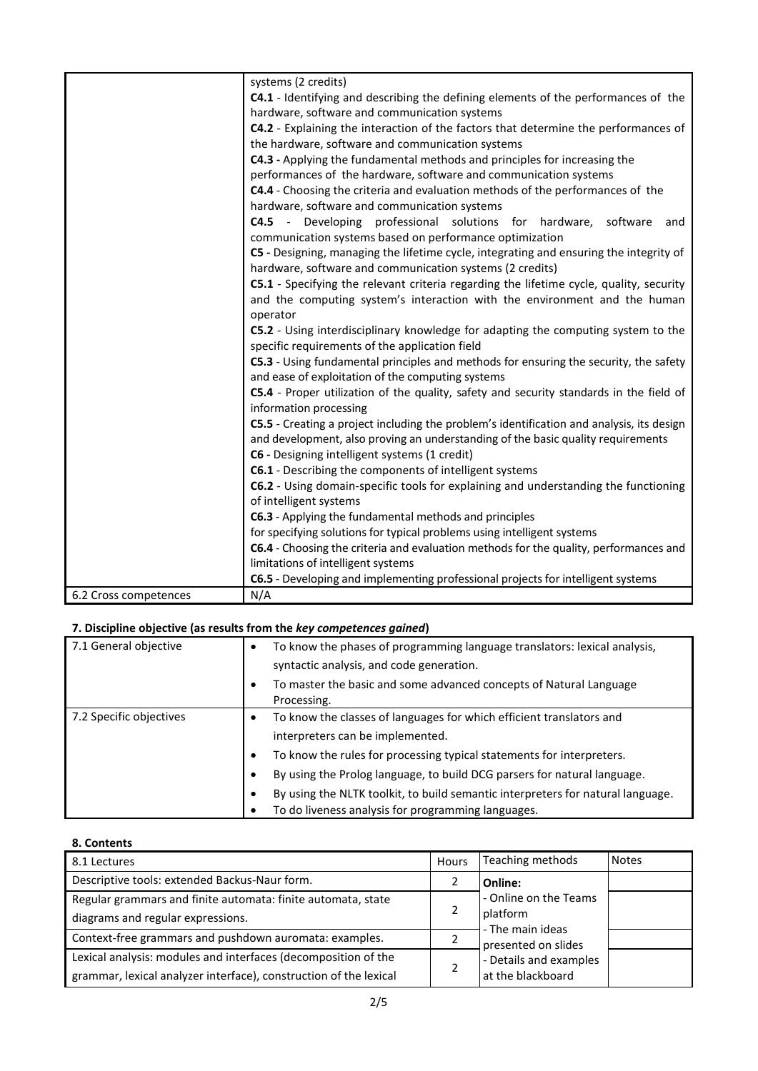| | |
|---|---|
| | systems (2 credits)<br>**C4.1** - Identifying and describing the defining elements of the performances of the hardware, software and communication systems<br>**C4.2** - Explaining the interaction of the factors that determine the performances of the hardware, software and communication systems<br>**C4.3 -** Applying the fundamental methods and principles for increasing the performances of the hardware, software and communication systems<br>**C4.4** - Choosing the criteria and evaluation methods of the performances of the hardware, software and communication systems<br>**C4.5** - Developing professional solutions for hardware, software and communication systems based on performance optimization<br>**C5 -** Designing, managing the lifetime cycle, integrating and ensuring the integrity of hardware, software and communication systems (2 credits)<br>**C5.1** - Specifying the relevant criteria regarding the lifetime cycle, quality, security and the computing system's interaction with the environment and the human operator<br>**C5.2** - Using interdisciplinary knowledge for adapting the computing system to the specific requirements of the application field<br>**C5.3** - Using fundamental principles and methods for ensuring the security, the safety and ease of exploitation of the computing systems<br>**C5.4** - Proper utilization of the quality, safety and security standards in the field of information processing<br>**C5.5** - Creating a project including the problem's identification and analysis, its design and development, also proving an understanding of the basic quality requirements<br>**C6 -** Designing intelligent systems (1 credit)<br>**C6.1** - Describing the components of intelligent systems<br>**C6.2** - Using domain-specific tools for explaining and understanding the functioning of intelligent systems<br>**C6.3** - Applying the fundamental methods and principles for specifying solutions for typical problems using intelligent systems<br>**C6.4** - Choosing the criteria and evaluation methods for the quality, performances and limitations of intelligent systems<br>**C6.5** - Developing and implementing professional projects for intelligent systems |
| 6.2 Cross competences | N/A |

### 7. Discipline objective (as results from the *key competences gained*)

| | |
|---|---|
| 7.1 General objective | • To know the phases of programming language translators: lexical analysis, syntactic analysis, and code generation.<br>• To master the basic and some advanced concepts of Natural Language Processing. |
| 7.2 Specific objectives | • To know the classes of languages for which efficient translators and interpreters can be implemented.<br>• To know the rules for processing typical statements for interpreters.<br>• By using the Prolog language, to build DCG parsers for natural language.<br>• By using the NLTK toolkit, to build semantic interpreters for natural language.<br>• To do liveness analysis for programming languages. |

### 8. Contents

| 8.1 Lectures | Hours | Teaching methods | Notes |
|---|---|---|---|
| Descriptive tools: extended Backus-Naur form. | 2 | **Online:**<br>- Online on the Teams platform<br>- The main ideas presented on slides<br>- Details and examples at the blackboard | |
| Regular grammars and finite automata: finite automata, state diagrams and regular expressions. | 2 | | |
| Context-free grammars and pushdown auromata: examples. | 2 | | |
| Lexical analysis: modules and interfaces (decomposition of the grammar, lexical analyzer interface), construction of the lexical | 2 | | |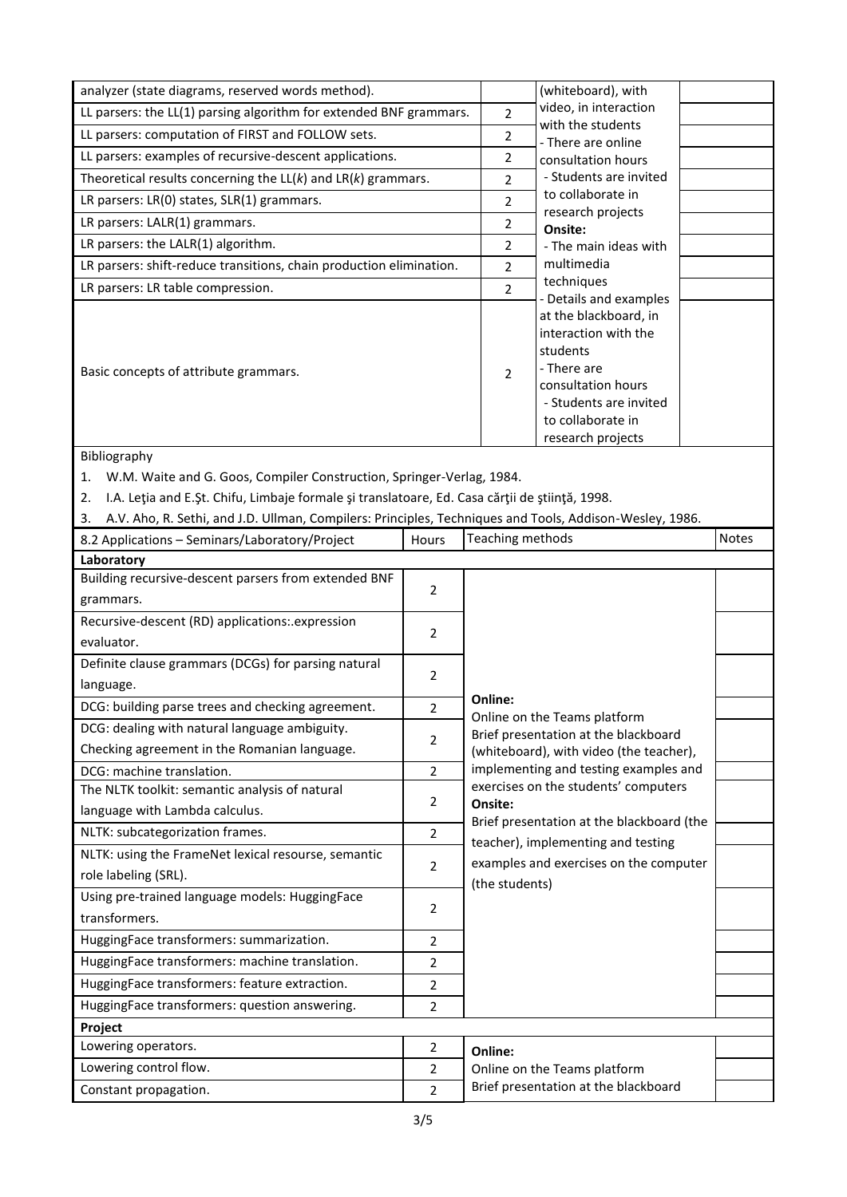| | | | |
|---|---|---|---|
| analyzer (state diagrams, reserved words method). | | (whiteboard), with video, in interaction with the students<br>- There are online consultation hours<br>- Students are invited to collaborate in research projects<br>**Onsite:**<br>- The main ideas with multimedia techniques<br>- Details and examples at the blackboard, in interaction with the students<br>- There are consultation hours<br>- Students are invited to collaborate in research projects | |
| LL parsers: the LL(1) parsing algorithm for extended BNF grammars. | 2 | | |
| LL parsers: computation of FIRST and FOLLOW sets. | 2 | | |
| LL parsers: examples of recursive-descent applications. | 2 | | |
| Theoretical results concerning the LL(*k*) and LR(*k*) grammars. | 2 | | |
| LR parsers: LR(0) states, SLR(1) grammars. | 2 | | |
| LR parsers: LALR(1) grammars. | 2 | | |
| LR parsers: the LALR(1) algorithm. | 2 | | |
| LR parsers: shift-reduce transitions, chain production elimination. | 2 | | |
| LR parsers: LR table compression. | 2 | | |
| Basic concepts of attribute grammars. | 2 | | |

Bibliography

1. W.M. Waite and G. Goos, Compiler Construction, Springer-Verlag, 1984.
2. I.A. Leţia and E.Şt. Chifu, Limbaje formale şi translatoare, Ed. Casa cărţii de ştiinţă, 1998.
3. A.V. Aho, R. Sethi, and J.D. Ullman, Compilers: Principles, Techniques and Tools, Addison-Wesley, 1986.

| 8.2 Applications – Seminars/Laboratory/Project | Hours | Teaching methods | Notes |
|---|---|---|---|
| **Laboratory** | | | |
| Building recursive-descent parsers from extended BNF grammars. | 2 | **Online:**<br>Online on the Teams platform<br>Brief presentation at the blackboard (whiteboard), with video (the teacher), implementing and testing examples and exercises on the students' computers<br>**Onsite:**<br>Brief presentation at the blackboard (the teacher), implementing and testing examples and exercises on the computer (the students) | |
| Recursive-descent (RD) applications:.expression evaluator. | 2 | | |
| Definite clause grammars (DCGs) for parsing natural language. | 2 | | |
| DCG: building parse trees and checking agreement. | 2 | | |
| DCG: dealing with natural language ambiguity. Checking agreement in the Romanian language. | 2 | | |
| DCG: machine translation. | 2 | | |
| The NLTK toolkit: semantic analysis of natural language with Lambda calculus. | 2 | | |
| NLTK: subcategorization frames. | 2 | | |
| NLTK: using the FrameNet lexical resourse, semantic role labeling (SRL). | 2 | | |
| Using pre-trained language models: HuggingFace transformers. | 2 | | |
| HuggingFace transformers: summarization. | 2 | | |
| HuggingFace transformers: machine translation. | 2 | | |
| HuggingFace transformers: feature extraction. | 2 | | |
| HuggingFace transformers: question answering. | 2 | | |
| **Project** | | | |
| Lowering operators. | 2 | **Online:**<br>Online on the Teams platform<br>Brief presentation at the blackboard | |
| Lowering control flow. | 2 | | |
| Constant propagation. | 2 | | |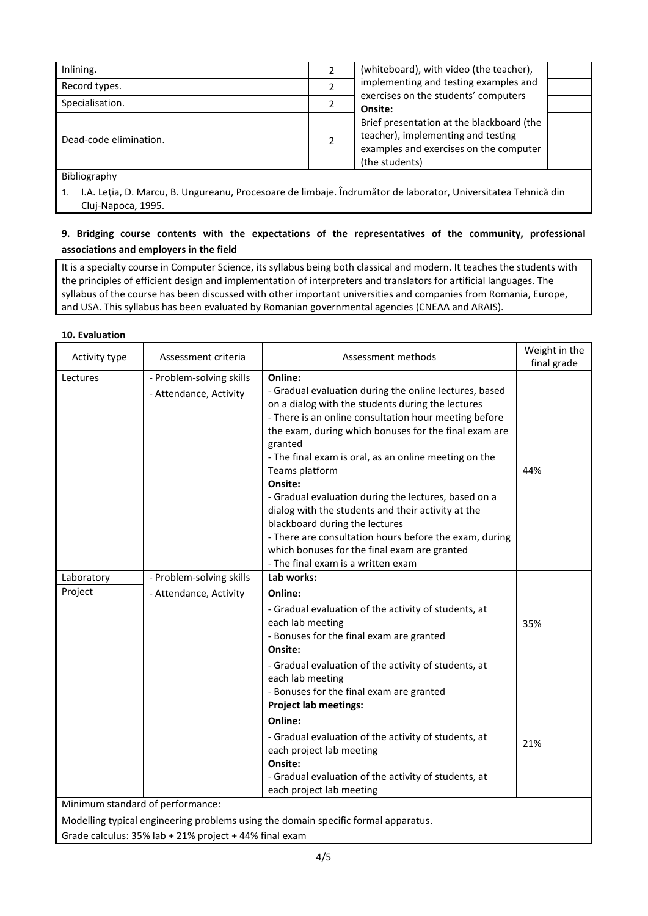| | | | |
|---|---|---|---|
| Inlining. | 2 | (whiteboard), with video (the teacher), implementing and testing examples and exercises on the students' computers **Onsite:** Brief presentation at the blackboard (the teacher), implementing and testing examples and exercises on the computer (the students) | |
| Record types. | 2 | | |
| Specialisation. | 2 | | |
| Dead-code elimination. | 2 | | |

Bibliography

1. I.A. Leţia, D. Marcu, B. Ungureanu, Procesoare de limbaje. Îndrumător de laborator, Universitatea Tehnică din Cluj-Napoca, 1995.

### 9. Bridging course contents with the expectations of the representatives of the community, professional associations and employers in the field

It is a specialty course in Computer Science, its syllabus being both classical and modern. It teaches the students with the principles of efficient design and implementation of interpreters and translators for artificial languages. The syllabus of the course has been discussed with other important universities and companies from Romania, Europe, and USA. This syllabus has been evaluated by Romanian governmental agencies (CNEAA and ARAIS).

### 10. Evaluation

| Activity type | Assessment criteria | Assessment methods | Weight in the final grade |
|---|---|---|---|
| Lectures | - Problem-solving skills<br>- Attendance, Activity | **Online:**<br>- Gradual evaluation during the online lectures, based on a dialog with the students during the lectures<br>- There is an online consultation hour meeting before the exam, during which bonuses for the final exam are granted<br>- The final exam is oral, as an online meeting on the Teams platform<br>**Onsite:**<br>- Gradual evaluation during the lectures, based on a dialog with the students and their activity at the blackboard during the lectures<br>- There are consultation hours before the exam, during which bonuses for the final exam are granted<br>- The final exam is a written exam | 44% |
| Laboratory<br>Project | - Problem-solving skills<br>- Attendance, Activity | **Lab works:**<br>**Online:**<br>- Gradual evaluation of the activity of students, at each lab meeting<br>- Bonuses for the final exam are granted<br>**Onsite:**<br>- Gradual evaluation of the activity of students, at each lab meeting<br>- Bonuses for the final exam are granted | 35% |
| | | **Project lab meetings:**<br>**Online:**<br>- Gradual evaluation of the activity of students, at each project lab meeting<br>**Onsite:**<br>- Gradual evaluation of the activity of students, at each project lab meeting | 21% |

Minimum standard of performance:

Modelling typical engineering problems using the domain specific formal apparatus.

Grade calculus: 35% lab + 21% project + 44% final exam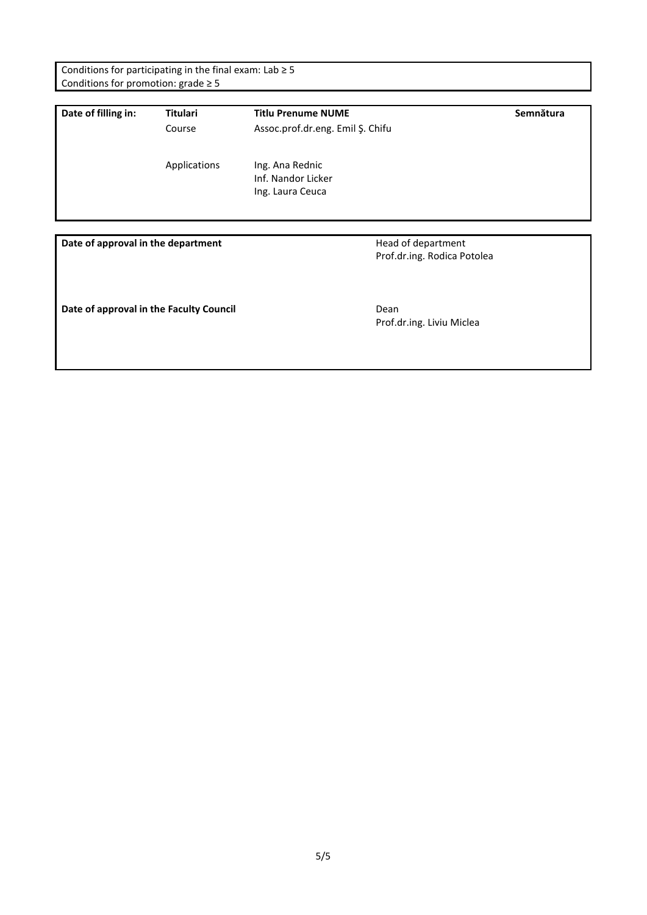Conditions for participating in the final exam: Lab ≥ 5
Conditions for promotion: grade ≥ 5

| Date of filling in: | Titulari | Titlu Prenume NUME | Semnătura |
|---|---|---|---|
| | Course | Assoc.prof.dr.eng. Emil Ş. Chifu | |
| | Applications | Ing. Ana Rednic<br>Inf. Nandor Licker<br>Ing. Laura Ceuca | |

| | |
|---|---|
| **Date of approval in the department** | Head of department<br>Prof.dr.ing. Rodica Potolea |
| **Date of approval in the Faculty Council** | Dean<br>Prof.dr.ing. Liviu Miclea |